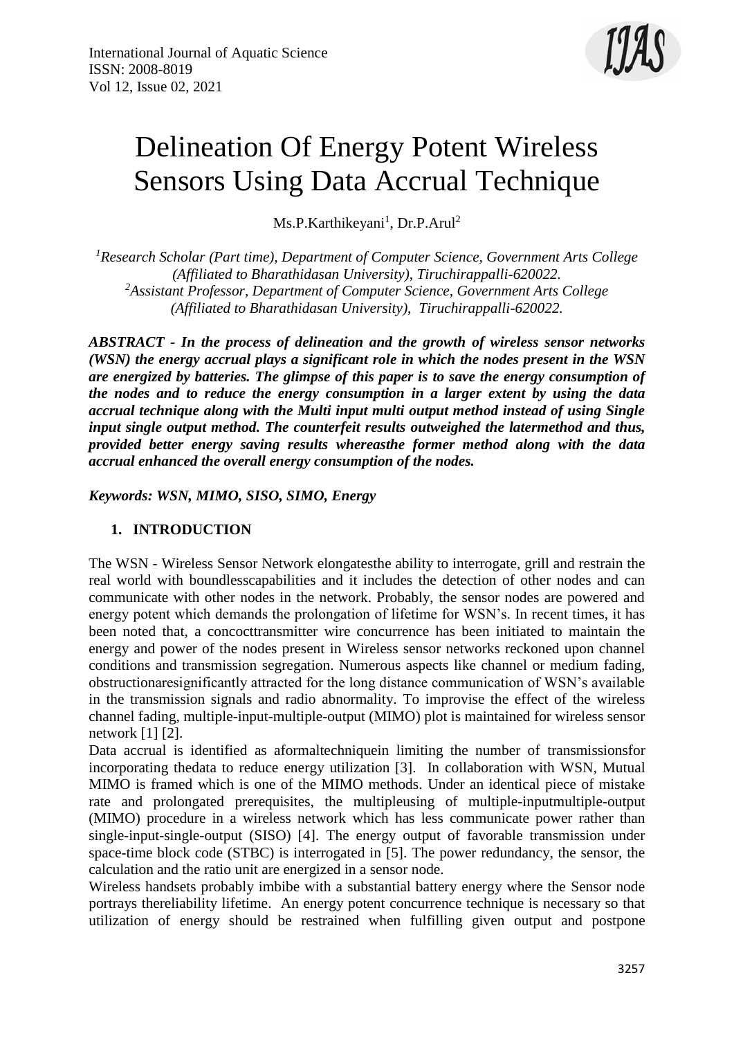# Delineation Of Energy Potent Wireless Sensors Using Data Accrual Technique

Ms.P.Karthikeyani[1], Dr.P.Arul[2]

*[1]Research Scholar (Part time), Department of Computer Science, Government Arts College (Affiliated to Bharathidasan University), Tiruchirappalli-620022.*
*[2]Assistant Professor, Department of Computer Science, Government Arts College (Affiliated to Bharathidasan University), Tiruchirappalli-620022.*

***ABSTRACT - In the process of delineation and the growth of wireless sensor networks (WSN) the energy accrual plays a significant role in which the nodes present in the WSN are energized by batteries. The glimpse of this paper is to save the energy consumption of the nodes and to reduce the energy consumption in a larger extent by using the data accrual technique along with the Multi input multi output method instead of using Single input single output method. The counterfeit results outweighed the latermethod and thus, provided better energy saving results whereasthe former method along with the data accrual enhanced the overall energy consumption of the nodes.***

***Keywords: WSN, MIMO, SISO, SIMO, Energy***

## 1. INTRODUCTION

The WSN - Wireless Sensor Network elongatesthe ability to interrogate, grill and restrain the real world with boundlesscapabilities and it includes the detection of other nodes and can communicate with other nodes in the network. Probably, the sensor nodes are powered and energy potent which demands the prolongation of lifetime for WSN's. In recent times, it has been noted that, a concocttransmitter wire concurrence has been initiated to maintain the energy and power of the nodes present in Wireless sensor networks reckoned upon channel conditions and transmission segregation. Numerous aspects like channel or medium fading, obstructionaresignificantly attracted for the long distance communication of WSN's available in the transmission signals and radio abnormality. To improvise the effect of the wireless channel fading, multiple-input-multiple-output (MIMO) plot is maintained for wireless sensor network [1] [2].

Data accrual is identified as aformaltechniquein limiting the number of transmissionsfor incorporating thedata to reduce energy utilization [3]. In collaboration with WSN, Mutual MIMO is framed which is one of the MIMO methods. Under an identical piece of mistake rate and prolongated prerequisites, the multipleusing of multiple-inputmultiple-output (MIMO) procedure in a wireless network which has less communicate power rather than single-input-single-output (SISO) [4]. The energy output of favorable transmission under space-time block code (STBC) is interrogated in [5]. The power redundancy, the sensor, the calculation and the ratio unit are energized in a sensor node.

Wireless handsets probably imbibe with a substantial battery energy where the Sensor node portrays thereliability lifetime. An energy potent concurrence technique is necessary so that utilization of energy should be restrained when fulfilling given output and postpone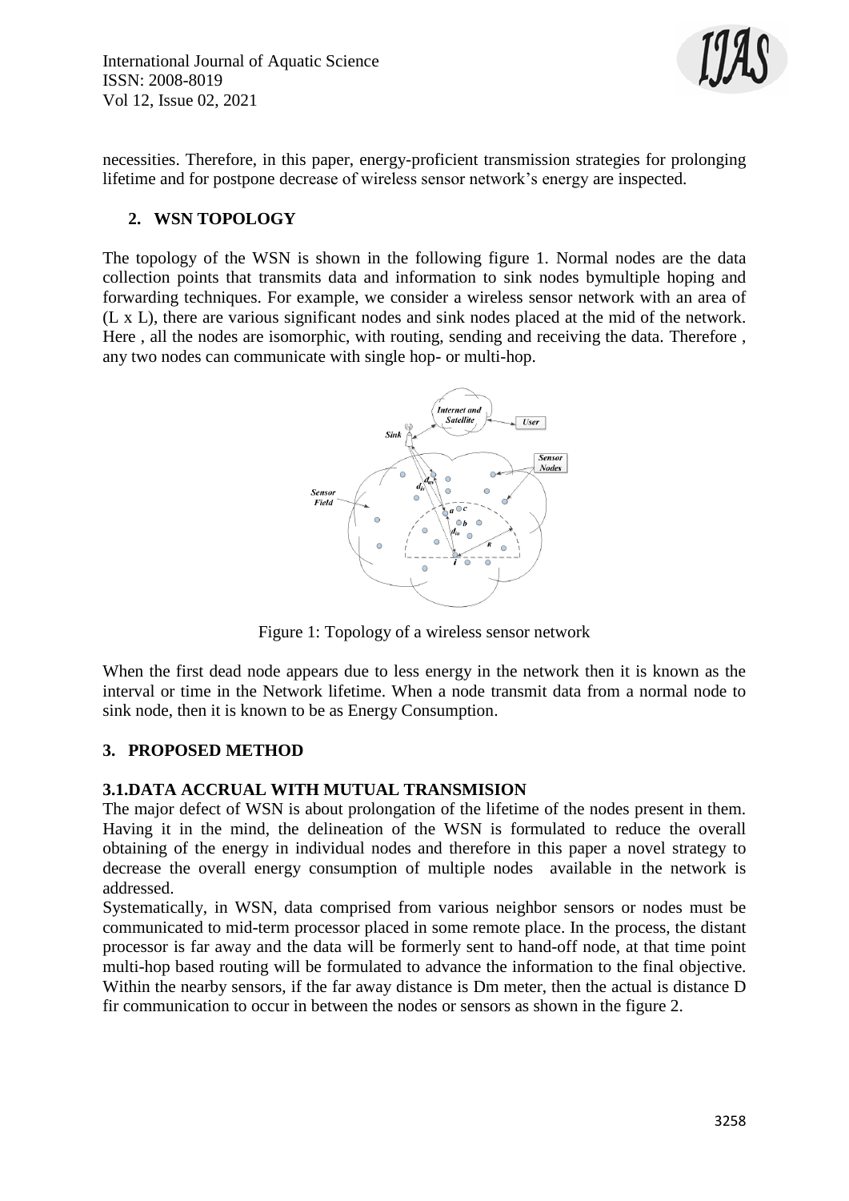necessities. Therefore, in this paper, energy-proficient transmission strategies for prolonging lifetime and for postpone decrease of wireless sensor network's energy are inspected.

## 2. WSN TOPOLOGY

The topology of the WSN is shown in the following figure 1. Normal nodes are the data collection points that transmits data and information to sink nodes bymultiple hoping and forwarding techniques. For example, we consider a wireless sensor network with an area of (L x L), there are various significant nodes and sink nodes placed at the mid of the network. Here , all the nodes are isomorphic, with routing, sending and receiving the data. Therefore , any two nodes can communicate with single hop- or multi-hop.

Figure 1: Topology of a wireless sensor network

When the first dead node appears due to less energy in the network then it is known as the interval or time in the Network lifetime. When a node transmit data from a normal node to sink node, then it is known to be as Energy Consumption.

## 3. PROPOSED METHOD

### 3.1.DATA ACCRUAL WITH MUTUAL TRANSMISION

The major defect of WSN is about prolongation of the lifetime of the nodes present in them. Having it in the mind, the delineation of the WSN is formulated to reduce the overall obtaining of the energy in individual nodes and therefore in this paper a novel strategy to decrease the overall energy consumption of multiple nodes available in the network is addressed.

Systematically, in WSN, data comprised from various neighbor sensors or nodes must be communicated to mid-term processor placed in some remote place. In the process, the distant processor is far away and the data will be formerly sent to hand-off node, at that time point multi-hop based routing will be formulated to advance the information to the final objective. Within the nearby sensors, if the far away distance is Dm meter, then the actual is distance D fir communication to occur in between the nodes or sensors as shown in the figure 2.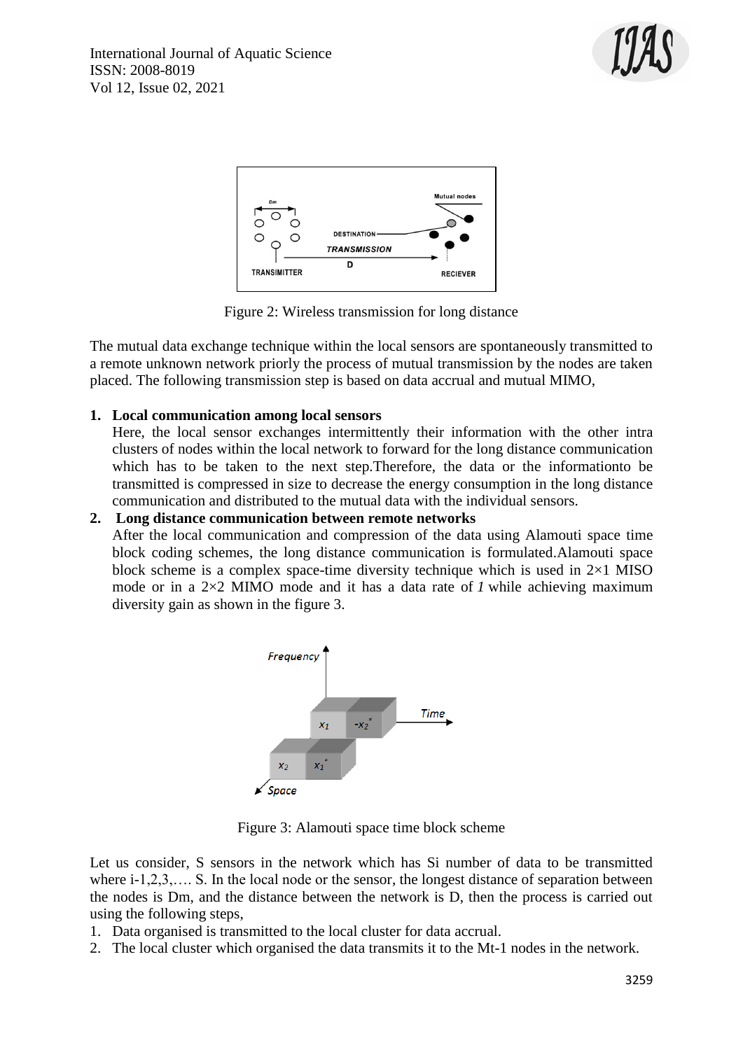Figure 2: Wireless transmission for long distance

The mutual data exchange technique within the local sensors are spontaneously transmitted to a remote unknown network priorly the process of mutual transmission by the nodes are taken placed. The following transmission step is based on data accrual and mutual MIMO,

1. **Local communication among local sensors**
   Here, the local sensor exchanges intermittently their information with the other intra clusters of nodes within the local network to forward for the long distance communication which has to be taken to the next step.Therefore, the data or the informationto be transmitted is compressed in size to decrease the energy consumption in the long distance communication and distributed to the mutual data with the individual sensors.
2. **Long distance communication between remote networks**
   After the local communication and compression of the data using Alamouti space time block coding schemes, the long distance communication is formulated.Alamouti space block scheme is a complex space-time diversity technique which is used in 2×1 MISO mode or in a 2×2 MIMO mode and it has a data rate of *1* while achieving maximum diversity gain as shown in the figure 3.

Figure 3: Alamouti space time block scheme

Let us consider, S sensors in the network which has Si number of data to be transmitted where i-1,2,3,…. S. In the local node or the sensor, the longest distance of separation between the nodes is Dm, and the distance between the network is D, then the process is carried out using the following steps,

1. Data organised is transmitted to the local cluster for data accrual.
2. The local cluster which organised the data transmits it to the Mt-1 nodes in the network.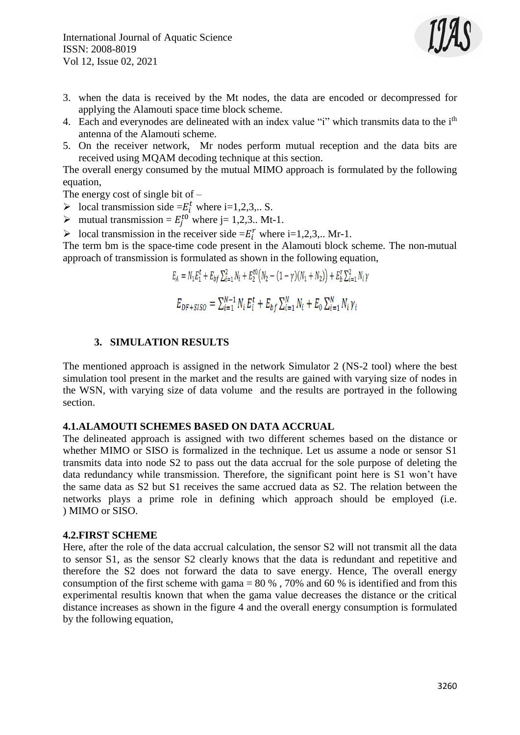3. when the data is received by the Mt nodes, the data are encoded or decompressed for applying the Alamouti space time block scheme.
4. Each and everynodes are delineated with an index value "i" which transmits data to the i[th] antenna of the Alamouti scheme.
5. On the receiver network, Mr nodes perform mutual reception and the data bits are received using MQAM decoding technique at this section.

The overall energy consumed by the mutual MIMO approach is formulated by the following equation,

The energy cost of single bit of –

- local transmission side $=E_i^t$ where i=1,2,3,.. S.
- mutual transmission = $E_j^{t0}$ where j= 1,2,3.. Mt-1.
- local transmission in the receiver side $=E_i^r$ where i=1,2,3,.. Mr-1.

The term bm is the space-time code present in the Alamouti block scheme. The non-mutual approach of transmission is formulated as shown in the following equation,

$$E_A = N_1 E_1^t + E_{bf} \sum_{i=1}^{2} N_i + E_2^{t0}\left(N_2 - (1-\gamma)(N_1 + N_2)\right) + E_b^T \sum_{i=1}^{2} N_i \gamma$$

$$E_{DF+SISO} = \sum_{i=1}^{N-1} N_i E_i^t + E_{bf} \sum_{i=1}^{N} N_i + E_0 \sum_{i=1}^{N} N_i \gamma_i$$

## 3. SIMULATION RESULTS

The mentioned approach is assigned in the network Simulator 2 (NS-2 tool) where the best simulation tool present in the market and the results are gained with varying size of nodes in the WSN, with varying size of data volume and the results are portrayed in the following section.

### 4.1.ALAMOUTI SCHEMES BASED ON DATA ACCRUAL

The delineated approach is assigned with two different schemes based on the distance or whether MIMO or SISO is formalized in the technique. Let us assume a node or sensor S1 transmits data into node S2 to pass out the data accrual for the sole purpose of deleting the data redundancy while transmission. Therefore, the significant point here is S1 won't have the same data as S2 but S1 receives the same accrued data as S2. The relation between the networks plays a prime role in defining which approach should be employed (i.e. ) MIMO or SISO.

### 4.2.FIRST SCHEME

Here, after the role of the data accrual calculation, the sensor S2 will not transmit all the data to sensor S1, as the sensor S2 clearly knows that the data is redundant and repetitive and therefore the S2 does not forward the data to save energy. Hence, The overall energy consumption of the first scheme with gama = 80 % , 70% and 60 % is identified and from this experimental resultis known that when the gama value decreases the distance or the critical distance increases as shown in the figure 4 and the overall energy consumption is formulated by the following equation,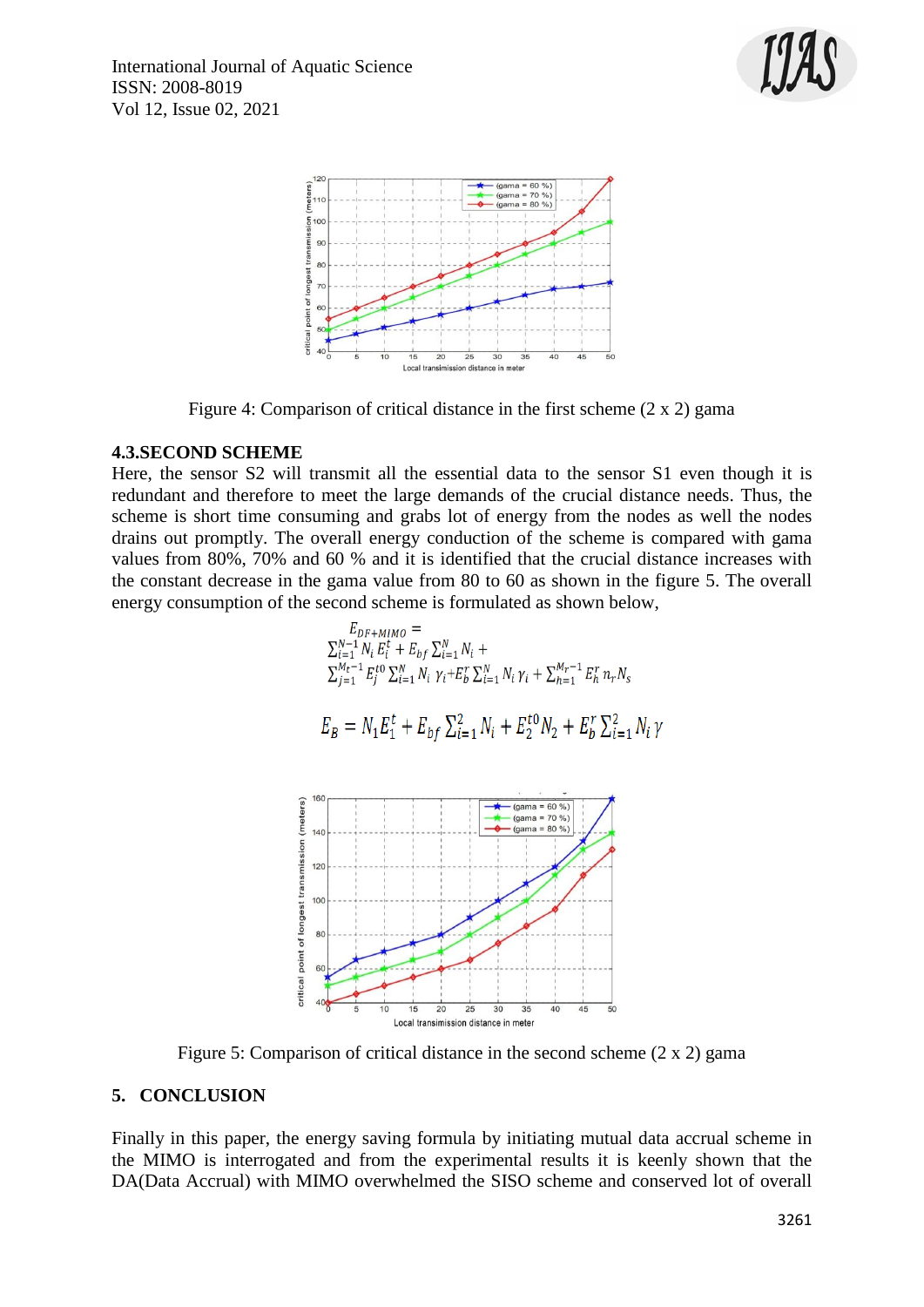Figure 4: Comparison of critical distance in the first scheme (2 x 2) gama

### 4.3.SECOND SCHEME

Here, the sensor S2 will transmit all the essential data to the sensor S1 even though it is redundant and therefore to meet the large demands of the crucial distance needs. Thus, the scheme is short time consuming and grabs lot of energy from the nodes as well the nodes drains out promptly. The overall energy conduction of the scheme is compared with gama values from 80%, 70% and 60 % and it is identified that the crucial distance increases with the constant decrease in the gama value from 80 to 60 as shown in the figure 5. The overall energy consumption of the second scheme is formulated as shown below,

$$E_{DF+MIMO} = \sum_{i=1}^{N-1} N_i E_i^t + E_{bf} \sum_{i=1}^{N} N_i + \sum_{j=1}^{M_t-1} E_j^{t0} \sum_{i=1}^{N} N_i \gamma_i + E_b^r \sum_{i=1}^{N} N_i \gamma_i + \sum_{h=1}^{M_r-1} E_h^r n_r N_s$$

$$E_B = N_1 E_1^t + E_{bf} \sum_{i=1}^{2} N_i + E_2^{t0} N_2 + E_b^r \sum_{i=1}^{2} N_i \gamma$$

Figure 5: Comparison of critical distance in the second scheme (2 x 2) gama

## 5. CONCLUSION

Finally in this paper, the energy saving formula by initiating mutual data accrual scheme in the MIMO is interrogated and from the experimental results it is keenly shown that the DA(Data Accrual) with MIMO overwhelmed the SISO scheme and conserved lot of overall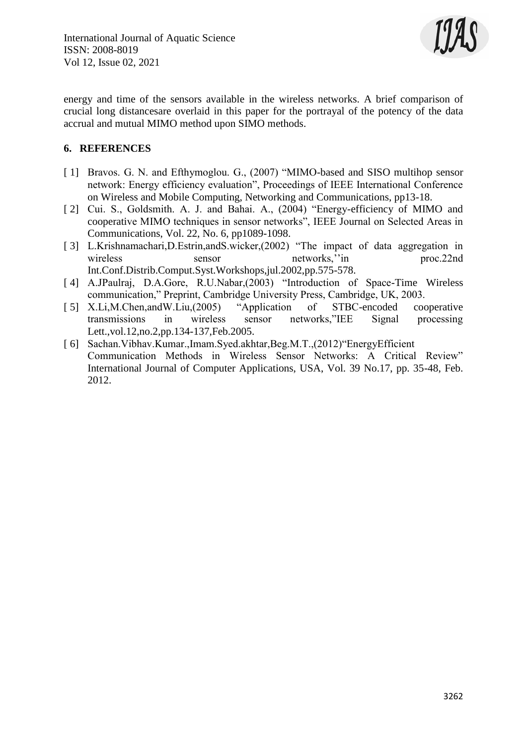energy and time of the sensors available in the wireless networks. A brief comparison of crucial long distancesare overlaid in this paper for the portrayal of the potency of the data accrual and mutual MIMO method upon SIMO methods.

## 6. REFERENCES

[ 1] Bravos. G. N. and Efthymoglou. G., (2007) "MIMO-based and SISO multihop sensor network: Energy efficiency evaluation", Proceedings of IEEE International Conference on Wireless and Mobile Computing, Networking and Communications, pp13-18.

[ 2] Cui. S., Goldsmith. A. J. and Bahai. A., (2004) "Energy-efficiency of MIMO and cooperative MIMO techniques in sensor networks", IEEE Journal on Selected Areas in Communications, Vol. 22, No. 6, pp1089-1098.

[ 3] L.Krishnamachari,D.Estrin,andS.wicker,(2002) "The impact of data aggregation in wireless sensor networks,''in proc.22nd Int.Conf.Distrib.Comput.Syst.Workshops,jul.2002,pp.575-578.

[ 4] A.JPaulraj, D.A.Gore, R.U.Nabar,(2003) "Introduction of Space-Time Wireless communication," Preprint, Cambridge University Press, Cambridge, UK, 2003.

[ 5] X.Li,M.Chen,andW.Liu,(2005) "Application of STBC-encoded cooperative transmissions in wireless sensor networks,"IEE Signal processing Lett.,vol.12,no.2,pp.134-137,Feb.2005.

[ 6] Sachan.Vibhav.Kumar.,Imam.Syed.akhtar,Beg.M.T.,(2012)"EnergyEfficient Communication Methods in Wireless Sensor Networks: A Critical Review" International Journal of Computer Applications, USA, Vol. 39 No.17, pp. 35-48, Feb. 2012.